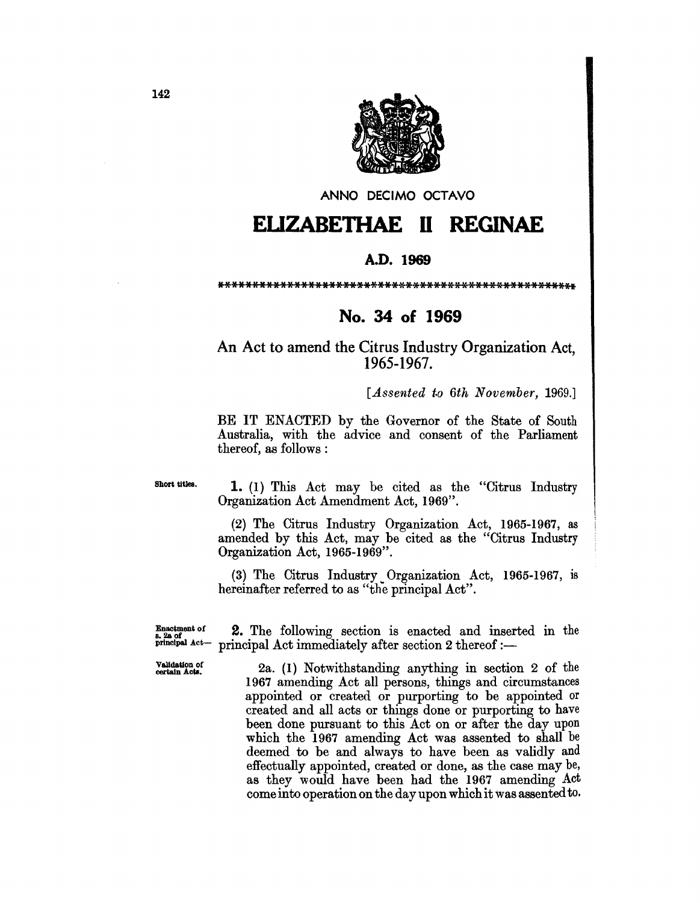ANNO DECIMO OCTAVO

# ELIZABETHAE II REGINAE

**A.D. 1969**

\*\*\*\*\*\*\*\*\*\*\*\*\*\*\*\*\*\*\*\*\*\*\*\*\*\*\*\*\*\*\*\*\*\*\*\*\*\*\*\*\*\*\*\*\*\*\*\*\*\*\*\*\*\*

## No. 34 of 1969

An Act to amend the Citrus Industry Organization Act, 1965-1967.

[*Assented to 6th November*, 1969.]

BE IT ENACTED by the Governor of the State of South Australia, with the advice and consent of the Parliament thereof, as follows:

Short titles.

**1.** (1) This Act may be cited as the "Citrus Industry Organization Act Amendment Act, 1969".

(2) The Citrus Industry Organization Act, 1965-1967, as amended by this Act, may be cited as the "Citrus Industry Organization Act, 1965-1969".

(3) The Citrus Industry Organization Act, 1965-1967, is hereinafter referred to as "the principal Act".

Enactment of s. 2a of principal Act—

**2.** The following section is enacted and inserted in the principal Act immediately after section 2 thereof:—

Validation of certain Acts.

2a. (1) Notwithstanding anything in section 2 of the 1967 amending Act all persons, things and circumstances appointed or created or purporting to be appointed or created and all acts or things done or purporting to have been done pursuant to this Act on or after the day upon which the 1967 amending Act was assented to shall be deemed to be and always to have been as validly and effectually appointed, created or done, as the case may be, as they would have been had the 1967 amending Act come into operation on the day upon which it was assented to.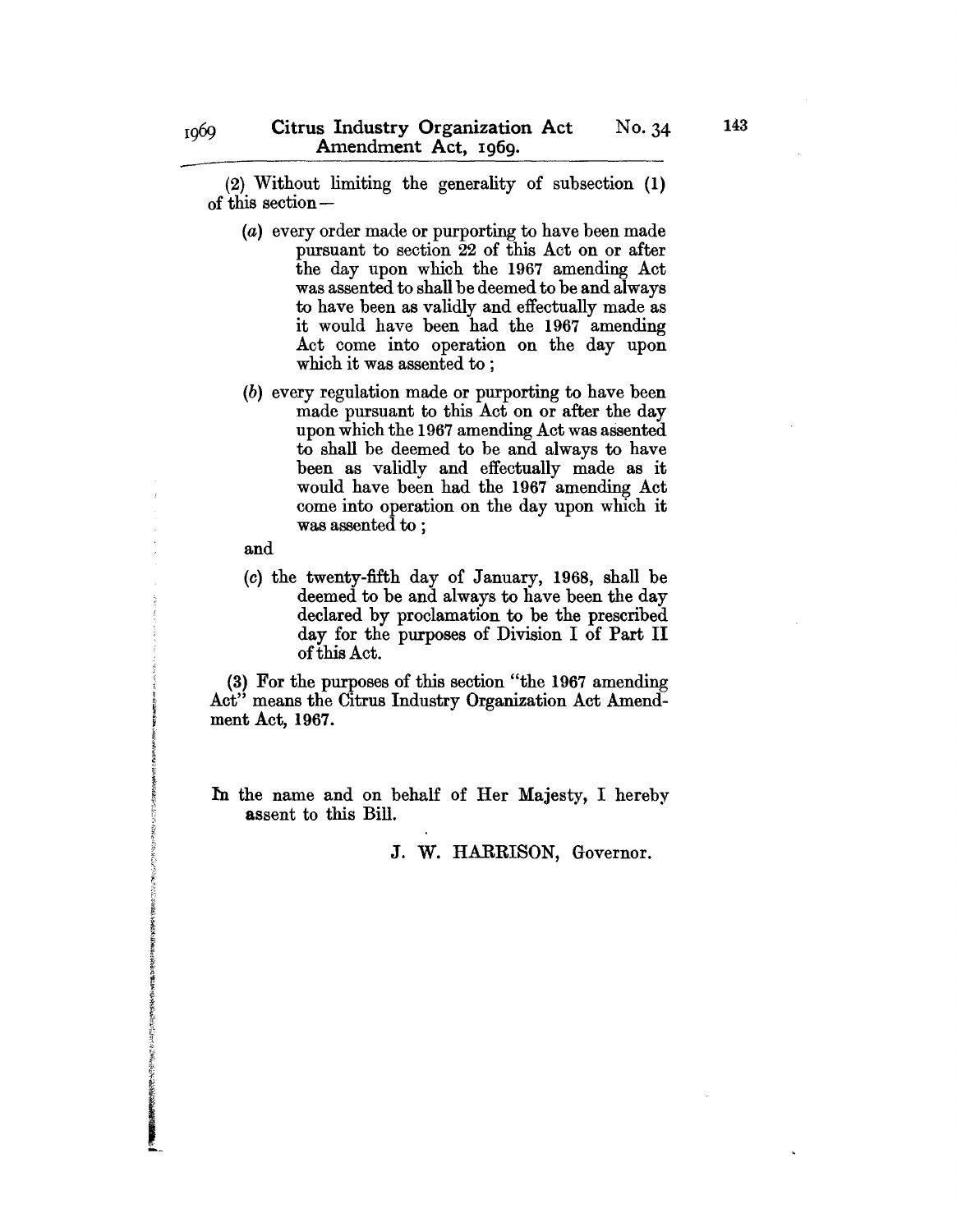(2) Without limiting the generality of subsection (1) of this section—

(a) every order made or purporting to have been made pursuant to section 22 of this Act on or after the day upon which the 1967 amending Act was assented to shall be deemed to be and always to have been as validly and effectually made as it would have been had the 1967 amending Act come into operation on the day upon which it was assented to;

(b) every regulation made or purporting to have been made pursuant to this Act on or after the day upon which the 1967 amending Act was assented to shall be deemed to be and always to have been as validly and effectually made as it would have been had the 1967 amending Act come into operation on the day upon which it was assented to;

and

(c) the twenty-fifth day of January, 1968, shall be deemed to be and always to have been the day declared by proclamation to be the prescribed day for the purposes of Division I of Part II of this Act.

(3) For the purposes of this section "the 1967 amending Act" means the Citrus Industry Organization Act Amendment Act, 1967.

In the name and on behalf of Her Majesty, I hereby assent to this Bill.

J. W. HARRISON, Governor.